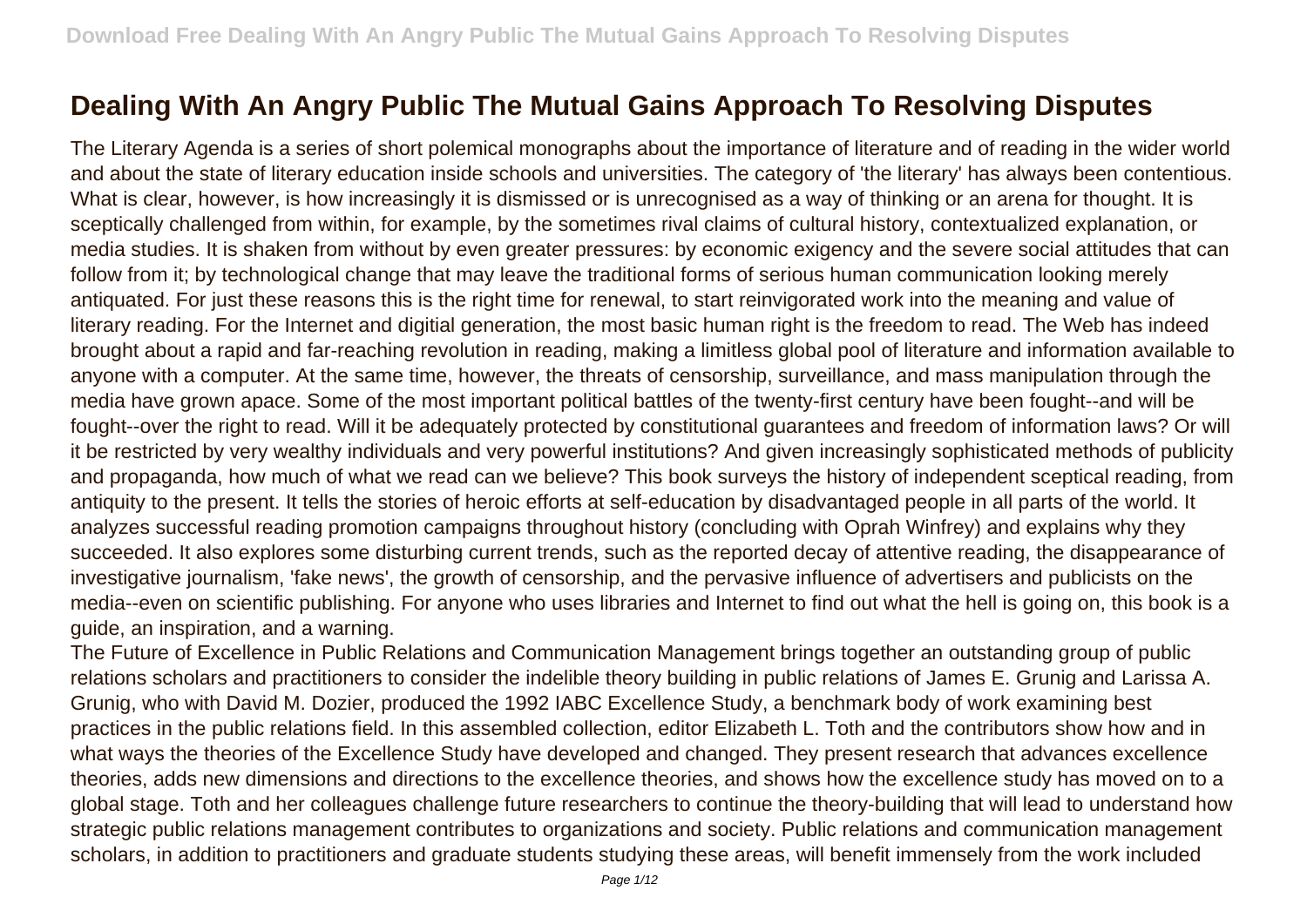# Dealing With An Angry Public The Mutual Gains Approach To Resolving Disputes

The Literary Agenda is a series of short polemical monographs about the importance of literature and of reading in the wider world and about the state of literary education inside schools and universities. The category of 'the literary' has always been contentious. What is clear, however, is how increasingly it is dismissed or is unrecognised as a way of thinking or an arena for thought. It is sceptically challenged from within, for example, by the sometimes rival claims of cultural history, contextualized explanation, or media studies. It is shaken from without by even greater pressures: by economic exigency and the severe social attitudes that can follow from it; by technological change that may leave the traditional forms of serious human communication looking merely antiquated. For just these reasons this is the right time for renewal, to start reinvigorated work into the meaning and value of literary reading. For the Internet and digitial generation, the most basic human right is the freedom to read. The Web has indeed brought about a rapid and far-reaching revolution in reading, making a limitless global pool of literature and information available to anyone with a computer. At the same time, however, the threats of censorship, surveillance, and mass manipulation through the media have grown apace. Some of the most important political battles of the twenty-first century have been fought--and will be fought--over the right to read. Will it be adequately protected by constitutional guarantees and freedom of information laws? Or will it be restricted by very wealthy individuals and very powerful institutions? And given increasingly sophisticated methods of publicity and propaganda, how much of what we read can we believe? This book surveys the history of independent sceptical reading, from antiquity to the present. It tells the stories of heroic efforts at self-education by disadvantaged people in all parts of the world. It analyzes successful reading promotion campaigns throughout history (concluding with Oprah Winfrey) and explains why they succeeded. It also explores some disturbing current trends, such as the reported decay of attentive reading, the disappearance of investigative journalism, 'fake news', the growth of censorship, and the pervasive influence of advertisers and publicists on the media--even on scientific publishing. For anyone who uses libraries and Internet to find out what the hell is going on, this book is a guide, an inspiration, and a warning.

The Future of Excellence in Public Relations and Communication Management brings together an outstanding group of public relations scholars and practitioners to consider the indelible theory building in public relations of James E. Grunig and Larissa A. Grunig, who with David M. Dozier, produced the 1992 IABC Excellence Study, a benchmark body of work examining best practices in the public relations field. In this assembled collection, editor Elizabeth L. Toth and the contributors show how and in what ways the theories of the Excellence Study have developed and changed. They present research that advances excellence theories, adds new dimensions and directions to the excellence theories, and shows how the excellence study has moved on to a global stage. Toth and her colleagues challenge future researchers to continue the theory-building that will lead to understand how strategic public relations management contributes to organizations and society. Public relations and communication management scholars, in addition to practitioners and graduate students studying these areas, will benefit immensely from the work included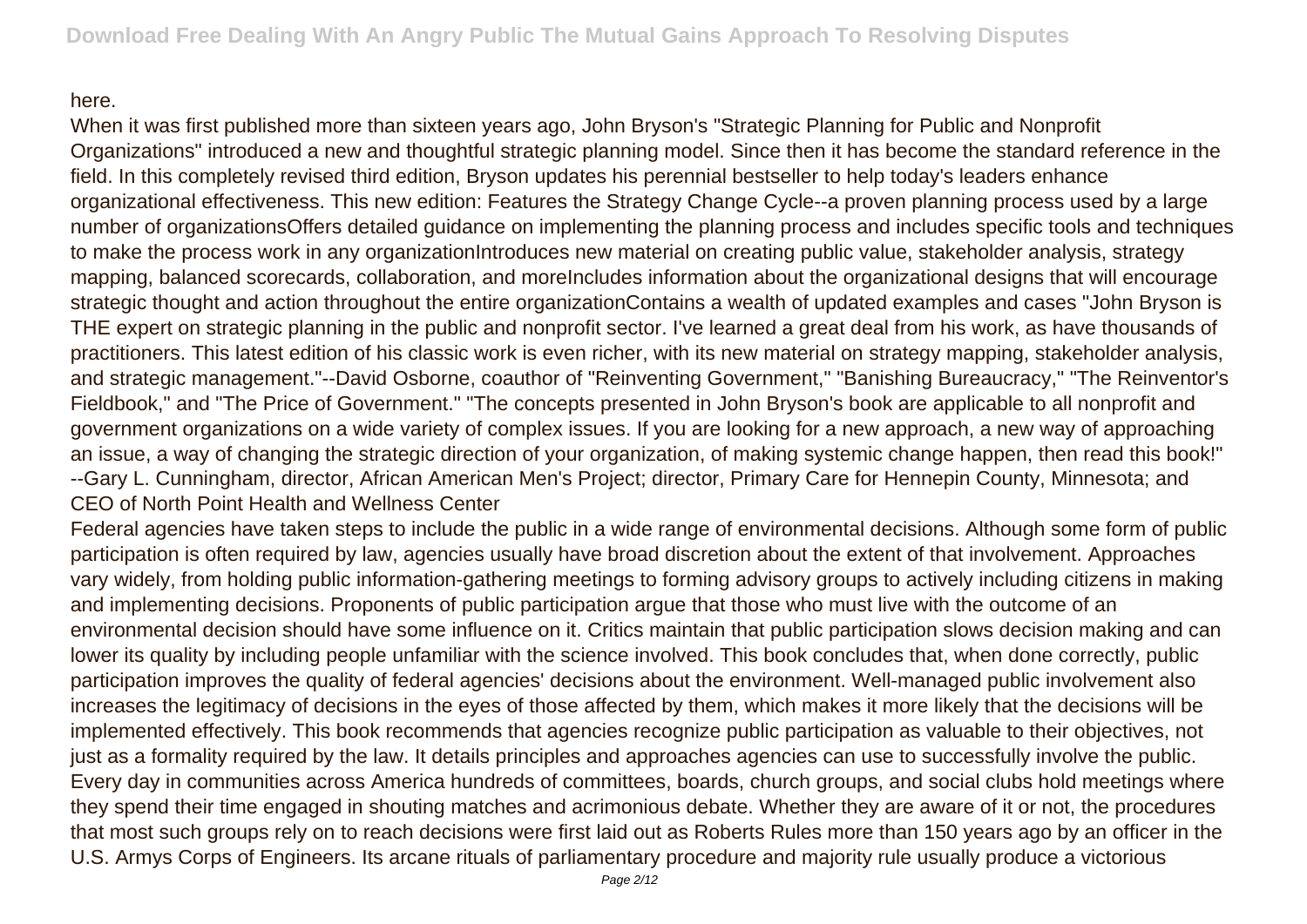here.

When it was first published more than sixteen years ago, John Bryson's "Strategic Planning for Public and Nonprofit Organizations" introduced a new and thoughtful strategic planning model. Since then it has become the standard reference in the field. In this completely revised third edition, Bryson updates his perennial bestseller to help today's leaders enhance organizational effectiveness. This new edition: Features the Strategy Change Cycle--a proven planning process used by a large number of organizationsOffers detailed guidance on implementing the planning process and includes specific tools and techniques to make the process work in any organizationIntroduces new material on creating public value, stakeholder analysis, strategy mapping, balanced scorecards, collaboration, and moreIncludes information about the organizational designs that will encourage strategic thought and action throughout the entire organizationContains a wealth of updated examples and cases "John Bryson is THE expert on strategic planning in the public and nonprofit sector. I've learned a great deal from his work, as have thousands of practitioners. This latest edition of his classic work is even richer, with its new material on strategy mapping, stakeholder analysis, and strategic management."--David Osborne, coauthor of "Reinventing Government," "Banishing Bureaucracy," "The Reinventor's Fieldbook," and "The Price of Government." "The concepts presented in John Bryson's book are applicable to all nonprofit and government organizations on a wide variety of complex issues. If you are looking for a new approach, a new way of approaching an issue, a way of changing the strategic direction of your organization, of making systemic change happen, then read this book!" --Gary L. Cunningham, director, African American Men's Project; director, Primary Care for Hennepin County, Minnesota; and CEO of North Point Health and Wellness Center

Federal agencies have taken steps to include the public in a wide range of environmental decisions. Although some form of public participation is often required by law, agencies usually have broad discretion about the extent of that involvement. Approaches vary widely, from holding public information-gathering meetings to forming advisory groups to actively including citizens in making and implementing decisions. Proponents of public participation argue that those who must live with the outcome of an environmental decision should have some influence on it. Critics maintain that public participation slows decision making and can lower its quality by including people unfamiliar with the science involved. This book concludes that, when done correctly, public participation improves the quality of federal agencies' decisions about the environment. Well-managed public involvement also increases the legitimacy of decisions in the eyes of those affected by them, which makes it more likely that the decisions will be implemented effectively. This book recommends that agencies recognize public participation as valuable to their objectives, not just as a formality required by the law. It details principles and approaches agencies can use to successfully involve the public.

Every day in communities across America hundreds of committees, boards, church groups, and social clubs hold meetings where they spend their time engaged in shouting matches and acrimonious debate. Whether they are aware of it or not, the procedures that most such groups rely on to reach decisions were first laid out as Roberts Rules more than 150 years ago by an officer in the U.S. Armys Corps of Engineers. Its arcane rituals of parliamentary procedure and majority rule usually produce a victorious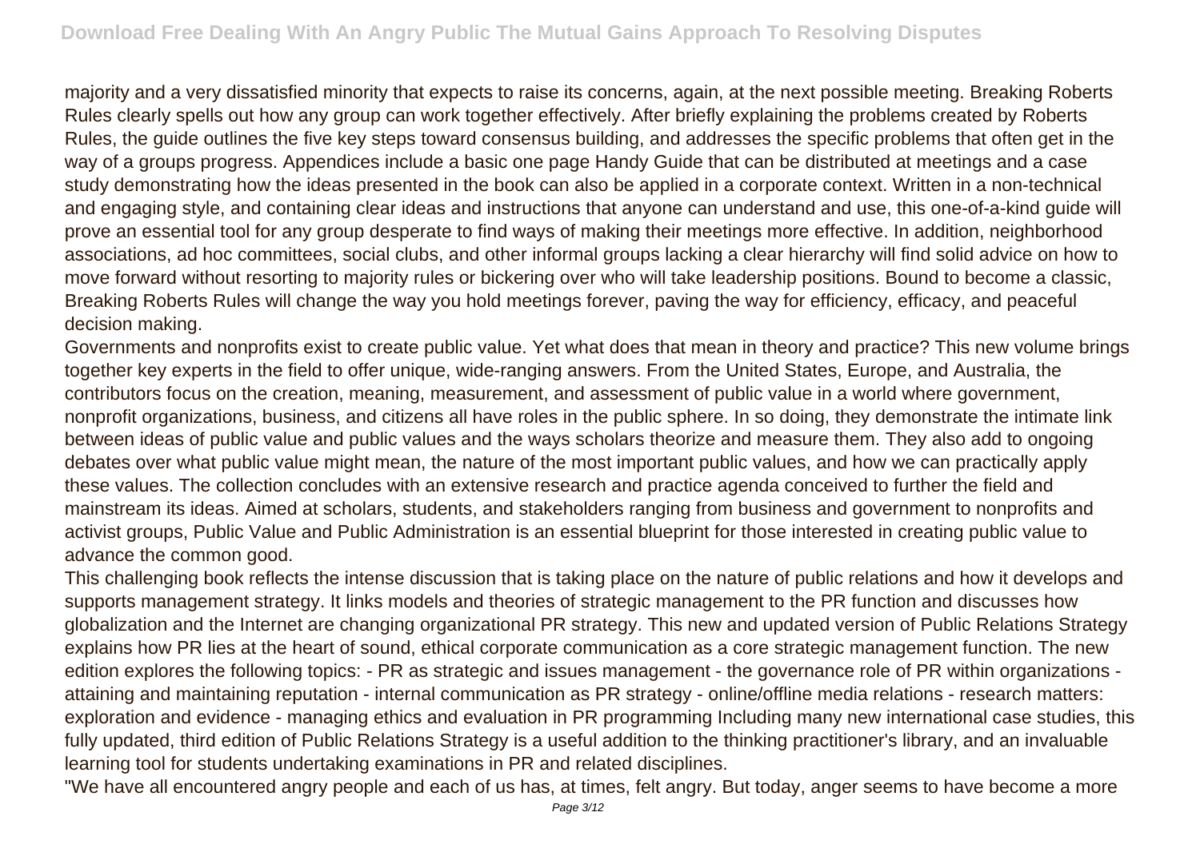majority and a very dissatisfied minority that expects to raise its concerns, again, at the next possible meeting. Breaking Roberts Rules clearly spells out how any group can work together effectively. After briefly explaining the problems created by Roberts Rules, the guide outlines the five key steps toward consensus building, and addresses the specific problems that often get in the way of a groups progress. Appendices include a basic one page Handy Guide that can be distributed at meetings and a case study demonstrating how the ideas presented in the book can also be applied in a corporate context. Written in a non-technical and engaging style, and containing clear ideas and instructions that anyone can understand and use, this one-of-a-kind guide will prove an essential tool for any group desperate to find ways of making their meetings more effective. In addition, neighborhood associations, ad hoc committees, social clubs, and other informal groups lacking a clear hierarchy will find solid advice on how to move forward without resorting to majority rules or bickering over who will take leadership positions. Bound to become a classic, Breaking Roberts Rules will change the way you hold meetings forever, paving the way for efficiency, efficacy, and peaceful decision making.

Governments and nonprofits exist to create public value. Yet what does that mean in theory and practice? This new volume brings together key experts in the field to offer unique, wide-ranging answers. From the United States, Europe, and Australia, the contributors focus on the creation, meaning, measurement, and assessment of public value in a world where government, nonprofit organizations, business, and citizens all have roles in the public sphere. In so doing, they demonstrate the intimate link between ideas of public value and public values and the ways scholars theorize and measure them. They also add to ongoing debates over what public value might mean, the nature of the most important public values, and how we can practically apply these values. The collection concludes with an extensive research and practice agenda conceived to further the field and mainstream its ideas. Aimed at scholars, students, and stakeholders ranging from business and government to nonprofits and activist groups, Public Value and Public Administration is an essential blueprint for those interested in creating public value to advance the common good.

This challenging book reflects the intense discussion that is taking place on the nature of public relations and how it develops and supports management strategy. It links models and theories of strategic management to the PR function and discusses how globalization and the Internet are changing organizational PR strategy. This new and updated version of Public Relations Strategy explains how PR lies at the heart of sound, ethical corporate communication as a core strategic management function. The new edition explores the following topics: - PR as strategic and issues management - the governance role of PR within organizations - attaining and maintaining reputation - internal communication as PR strategy - online/offline media relations - research matters: exploration and evidence - managing ethics and evaluation in PR programming Including many new international case studies, this fully updated, third edition of Public Relations Strategy is a useful addition to the thinking practitioner's library, and an invaluable learning tool for students undertaking examinations in PR and related disciplines.

"We have all encountered angry people and each of us has, at times, felt angry. But today, anger seems to have become a more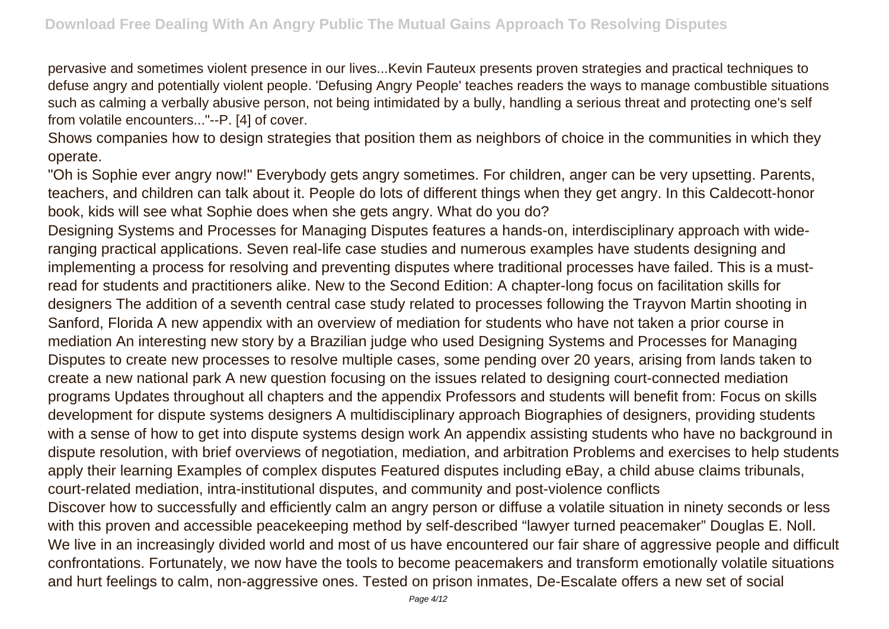pervasive and sometimes violent presence in our lives...Kevin Fauteux presents proven strategies and practical techniques to defuse angry and potentially violent people. 'Defusing Angry People' teaches readers the ways to manage combustible situations such as calming a verbally abusive person, not being intimidated by a bully, handling a serious threat and protecting one's self from volatile encounters..."--P. [4] of cover.

Shows companies how to design strategies that position them as neighbors of choice in the communities in which they operate.

"Oh is Sophie ever angry now!" Everybody gets angry sometimes. For children, anger can be very upsetting. Parents, teachers, and children can talk about it. People do lots of different things when they get angry. In this Caldecott-honor book, kids will see what Sophie does when she gets angry. What do you do?

Designing Systems and Processes for Managing Disputes features a hands-on, interdisciplinary approach with wide-ranging practical applications. Seven real-life case studies and numerous examples have students designing and implementing a process for resolving and preventing disputes where traditional processes have failed. This is a must-read for students and practitioners alike. New to the Second Edition: A chapter-long focus on facilitation skills for designers The addition of a seventh central case study related to processes following the Trayvon Martin shooting in Sanford, Florida A new appendix with an overview of mediation for students who have not taken a prior course in mediation An interesting new story by a Brazilian judge who used Designing Systems and Processes for Managing Disputes to create new processes to resolve multiple cases, some pending over 20 years, arising from lands taken to create a new national park A new question focusing on the issues related to designing court-connected mediation programs Updates throughout all chapters and the appendix Professors and students will benefit from: Focus on skills development for dispute systems designers A multidisciplinary approach Biographies of designers, providing students with a sense of how to get into dispute systems design work An appendix assisting students who have no background in dispute resolution, with brief overviews of negotiation, mediation, and arbitration Problems and exercises to help students apply their learning Examples of complex disputes Featured disputes including eBay, a child abuse claims tribunals, court-related mediation, intra-institutional disputes, and community and post-violence conflicts

Discover how to successfully and efficiently calm an angry person or diffuse a volatile situation in ninety seconds or less with this proven and accessible peacekeeping method by self-described "lawyer turned peacemaker" Douglas E. Noll. We live in an increasingly divided world and most of us have encountered our fair share of aggressive people and difficult confrontations. Fortunately, we now have the tools to become peacemakers and transform emotionally volatile situations and hurt feelings to calm, non-aggressive ones. Tested on prison inmates, De-Escalate offers a new set of social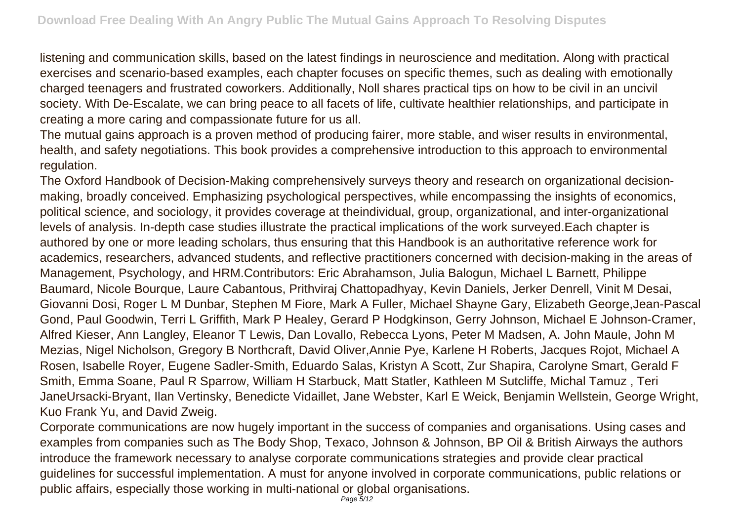listening and communication skills, based on the latest findings in neuroscience and meditation. Along with practical exercises and scenario-based examples, each chapter focuses on specific themes, such as dealing with emotionally charged teenagers and frustrated coworkers. Additionally, Noll shares practical tips on how to be civil in an uncivil society. With De-Escalate, we can bring peace to all facets of life, cultivate healthier relationships, and participate in creating a more caring and compassionate future for us all.

The mutual gains approach is a proven method of producing fairer, more stable, and wiser results in environmental, health, and safety negotiations. This book provides a comprehensive introduction to this approach to environmental regulation.

The Oxford Handbook of Decision-Making comprehensively surveys theory and research on organizational decision-making, broadly conceived. Emphasizing psychological perspectives, while encompassing the insights of economics, political science, and sociology, it provides coverage at theindividual, group, organizational, and inter-organizational levels of analysis. In-depth case studies illustrate the practical implications of the work surveyed.Each chapter is authored by one or more leading scholars, thus ensuring that this Handbook is an authoritative reference work for academics, researchers, advanced students, and reflective practitioners concerned with decision-making in the areas of Management, Psychology, and HRM.Contributors: Eric Abrahamson, Julia Balogun, Michael L Barnett, Philippe Baumard, Nicole Bourque, Laure Cabantous, Prithviraj Chattopadhyay, Kevin Daniels, Jerker Denrell, Vinit M Desai, Giovanni Dosi, Roger L M Dunbar, Stephen M Fiore, Mark A Fuller, Michael Shayne Gary, Elizabeth George,Jean-Pascal Gond, Paul Goodwin, Terri L Griffith, Mark P Healey, Gerard P Hodgkinson, Gerry Johnson, Michael E Johnson-Cramer, Alfred Kieser, Ann Langley, Eleanor T Lewis, Dan Lovallo, Rebecca Lyons, Peter M Madsen, A. John Maule, John M Mezias, Nigel Nicholson, Gregory B Northcraft, David Oliver,Annie Pye, Karlene H Roberts, Jacques Rojot, Michael A Rosen, Isabelle Royer, Eugene Sadler-Smith, Eduardo Salas, Kristyn A Scott, Zur Shapira, Carolyne Smart, Gerald F Smith, Emma Soane, Paul R Sparrow, William H Starbuck, Matt Statler, Kathleen M Sutcliffe, Michal Tamuz , Teri JaneUrsacki-Bryant, Ilan Vertinsky, Benedicte Vidaillet, Jane Webster, Karl E Weick, Benjamin Wellstein, George Wright, Kuo Frank Yu, and David Zweig.

Corporate communications are now hugely important in the success of companies and organisations. Using cases and examples from companies such as The Body Shop, Texaco, Johnson & Johnson, BP Oil & British Airways the authors introduce the framework necessary to analyse corporate communications strategies and provide clear practical guidelines for successful implementation. A must for anyone involved in corporate communications, public relations or public affairs, especially those working in multi-national or global organisations.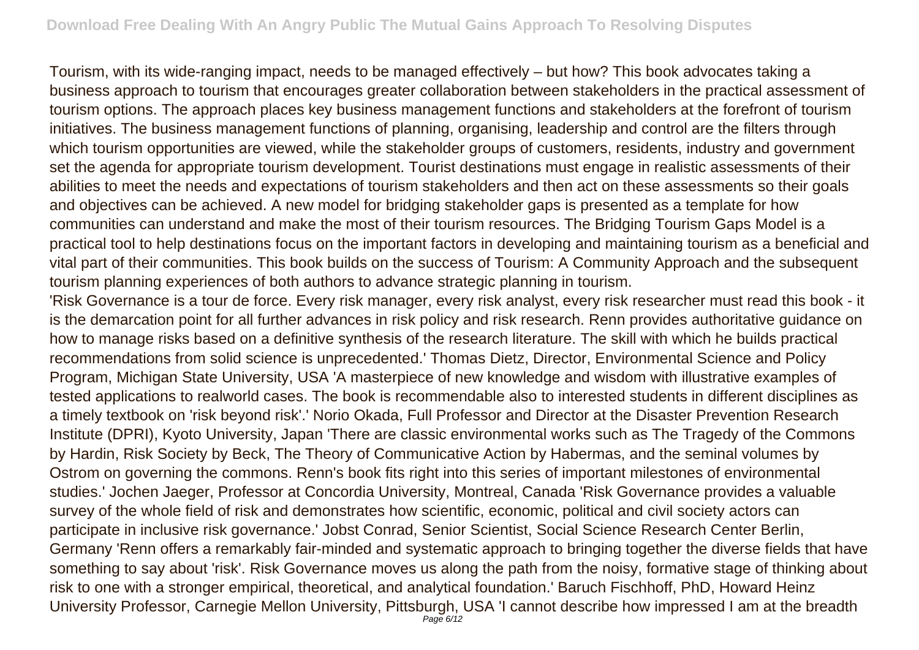Tourism, with its wide-ranging impact, needs to be managed effectively – but how? This book advocates taking a business approach to tourism that encourages greater collaboration between stakeholders in the practical assessment of tourism options. The approach places key business management functions and stakeholders at the forefront of tourism initiatives. The business management functions of planning, organising, leadership and control are the filters through which tourism opportunities are viewed, while the stakeholder groups of customers, residents, industry and government set the agenda for appropriate tourism development. Tourist destinations must engage in realistic assessments of their abilities to meet the needs and expectations of tourism stakeholders and then act on these assessments so their goals and objectives can be achieved. A new model for bridging stakeholder gaps is presented as a template for how communities can understand and make the most of their tourism resources. The Bridging Tourism Gaps Model is a practical tool to help destinations focus on the important factors in developing and maintaining tourism as a beneficial and vital part of their communities. This book builds on the success of Tourism: A Community Approach and the subsequent tourism planning experiences of both authors to advance strategic planning in tourism.

'Risk Governance is a tour de force. Every risk manager, every risk analyst, every risk researcher must read this book - it is the demarcation point for all further advances in risk policy and risk research. Renn provides authoritative guidance on how to manage risks based on a definitive synthesis of the research literature. The skill with which he builds practical recommendations from solid science is unprecedented.' Thomas Dietz, Director, Environmental Science and Policy Program, Michigan State University, USA 'A masterpiece of new knowledge and wisdom with illustrative examples of tested applications to realworld cases. The book is recommendable also to interested students in different disciplines as a timely textbook on 'risk beyond risk'.' Norio Okada, Full Professor and Director at the Disaster Prevention Research Institute (DPRI), Kyoto University, Japan 'There are classic environmental works such as The Tragedy of the Commons by Hardin, Risk Society by Beck, The Theory of Communicative Action by Habermas, and the seminal volumes by Ostrom on governing the commons. Renn's book fits right into this series of important milestones of environmental studies.' Jochen Jaeger, Professor at Concordia University, Montreal, Canada 'Risk Governance provides a valuable survey of the whole field of risk and demonstrates how scientific, economic, political and civil society actors can participate in inclusive risk governance.' Jobst Conrad, Senior Scientist, Social Science Research Center Berlin, Germany 'Renn offers a remarkably fair-minded and systematic approach to bringing together the diverse fields that have something to say about 'risk'. Risk Governance moves us along the path from the noisy, formative stage of thinking about risk to one with a stronger empirical, theoretical, and analytical foundation.' Baruch Fischhoff, PhD, Howard Heinz University Professor, Carnegie Mellon University, Pittsburgh, USA 'I cannot describe how impressed I am at the breadth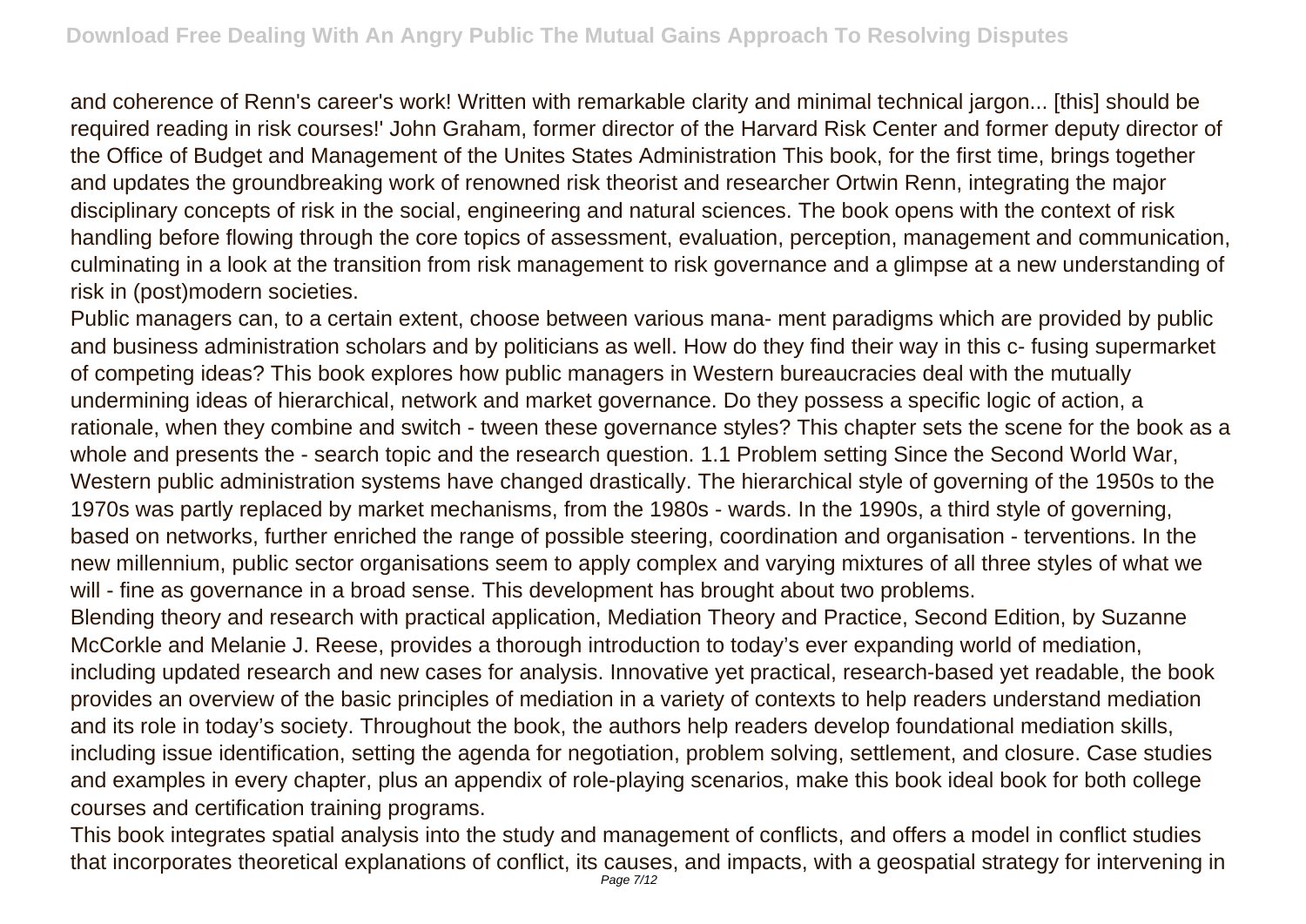and coherence of Renn's career's work! Written with remarkable clarity and minimal technical jargon... [this] should be required reading in risk courses!' John Graham, former director of the Harvard Risk Center and former deputy director of the Office of Budget and Management of the Unites States Administration This book, for the first time, brings together and updates the groundbreaking work of renowned risk theorist and researcher Ortwin Renn, integrating the major disciplinary concepts of risk in the social, engineering and natural sciences. The book opens with the context of risk handling before flowing through the core topics of assessment, evaluation, perception, management and communication, culminating in a look at the transition from risk management to risk governance and a glimpse at a new understanding of risk in (post)modern societies.

Public managers can, to a certain extent, choose between various mana- ment paradigms which are provided by public and business administration scholars and by politicians as well. How do they find their way in this c- fusing supermarket of competing ideas? This book explores how public managers in Western bureaucracies deal with the mutually undermining ideas of hierarchical, network and market governance. Do they possess a specific logic of action, a rationale, when they combine and switch - tween these governance styles? This chapter sets the scene for the book as a whole and presents the - search topic and the research question. 1.1 Problem setting Since the Second World War, Western public administration systems have changed drastically. The hierarchical style of governing of the 1950s to the 1970s was partly replaced by market mechanisms, from the 1980s - wards. In the 1990s, a third style of governing, based on networks, further enriched the range of possible steering, coordination and organisation - terventions. In the new millennium, public sector organisations seem to apply complex and varying mixtures of all three styles of what we will - fine as governance in a broad sense. This development has brought about two problems.

Blending theory and research with practical application, Mediation Theory and Practice, Second Edition, by Suzanne McCorkle and Melanie J. Reese, provides a thorough introduction to today's ever expanding world of mediation, including updated research and new cases for analysis. Innovative yet practical, research-based yet readable, the book provides an overview of the basic principles of mediation in a variety of contexts to help readers understand mediation and its role in today's society. Throughout the book, the authors help readers develop foundational mediation skills, including issue identification, setting the agenda for negotiation, problem solving, settlement, and closure. Case studies and examples in every chapter, plus an appendix of role-playing scenarios, make this book ideal book for both college courses and certification training programs.

This book integrates spatial analysis into the study and management of conflicts, and offers a model in conflict studies that incorporates theoretical explanations of conflict, its causes, and impacts, with a geospatial strategy for intervening in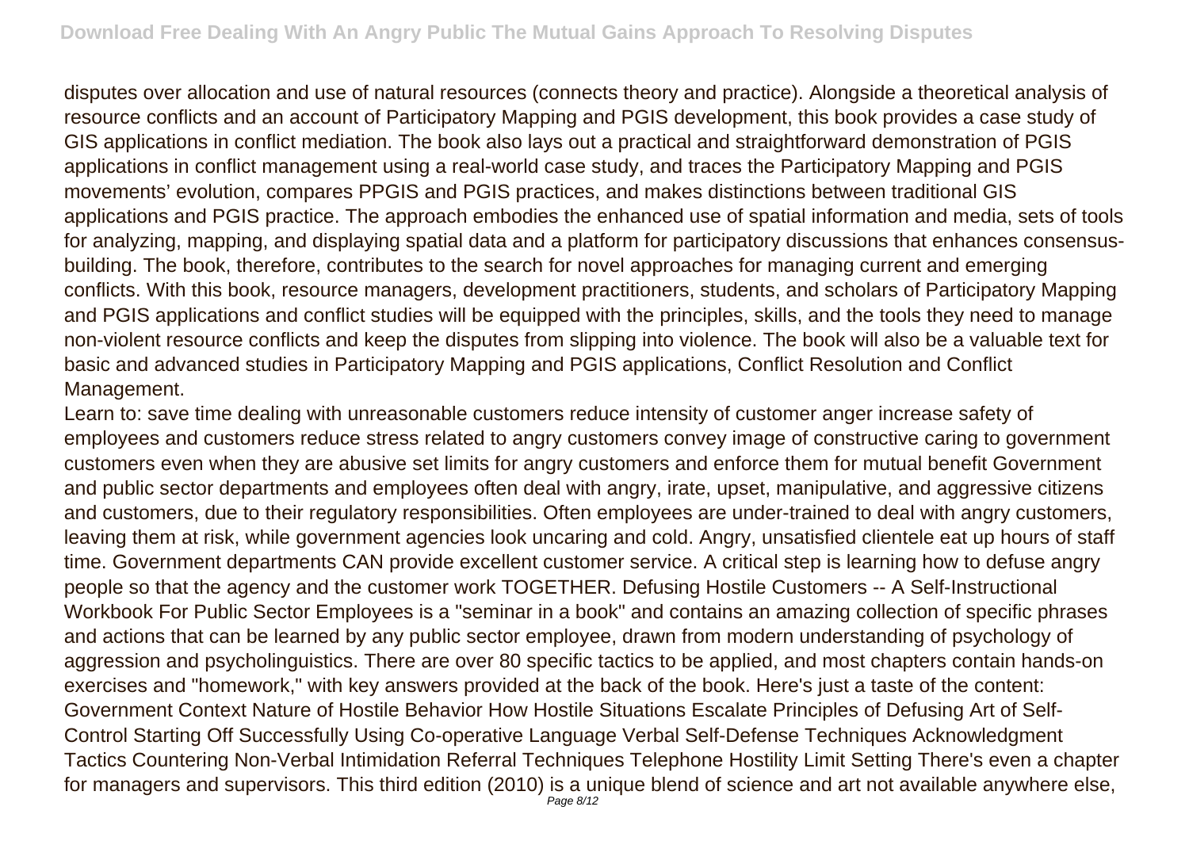disputes over allocation and use of natural resources (connects theory and practice). Alongside a theoretical analysis of resource conflicts and an account of Participatory Mapping and PGIS development, this book provides a case study of GIS applications in conflict mediation. The book also lays out a practical and straightforward demonstration of PGIS applications in conflict management using a real-world case study, and traces the Participatory Mapping and PGIS movements' evolution, compares PPGIS and PGIS practices, and makes distinctions between traditional GIS applications and PGIS practice. The approach embodies the enhanced use of spatial information and media, sets of tools for analyzing, mapping, and displaying spatial data and a platform for participatory discussions that enhances consensus-building. The book, therefore, contributes to the search for novel approaches for managing current and emerging conflicts. With this book, resource managers, development practitioners, students, and scholars of Participatory Mapping and PGIS applications and conflict studies will be equipped with the principles, skills, and the tools they need to manage non-violent resource conflicts and keep the disputes from slipping into violence. The book will also be a valuable text for basic and advanced studies in Participatory Mapping and PGIS applications, Conflict Resolution and Conflict Management.

Learn to: save time dealing with unreasonable customers reduce intensity of customer anger increase safety of employees and customers reduce stress related to angry customers convey image of constructive caring to government customers even when they are abusive set limits for angry customers and enforce them for mutual benefit Government and public sector departments and employees often deal with angry, irate, upset, manipulative, and aggressive citizens and customers, due to their regulatory responsibilities. Often employees are under-trained to deal with angry customers, leaving them at risk, while government agencies look uncaring and cold. Angry, unsatisfied clientele eat up hours of staff time. Government departments CAN provide excellent customer service. A critical step is learning how to defuse angry people so that the agency and the customer work TOGETHER. Defusing Hostile Customers -- A Self-Instructional Workbook For Public Sector Employees is a "seminar in a book" and contains an amazing collection of specific phrases and actions that can be learned by any public sector employee, drawn from modern understanding of psychology of aggression and psycholinguistics. There are over 80 specific tactics to be applied, and most chapters contain hands-on exercises and "homework," with key answers provided at the back of the book. Here's just a taste of the content: Government Context Nature of Hostile Behavior How Hostile Situations Escalate Principles of Defusing Art of Self-Control Starting Off Successfully Using Co-operative Language Verbal Self-Defense Techniques Acknowledgment Tactics Countering Non-Verbal Intimidation Referral Techniques Telephone Hostility Limit Setting There's even a chapter for managers and supervisors. This third edition (2010) is a unique blend of science and art not available anywhere else,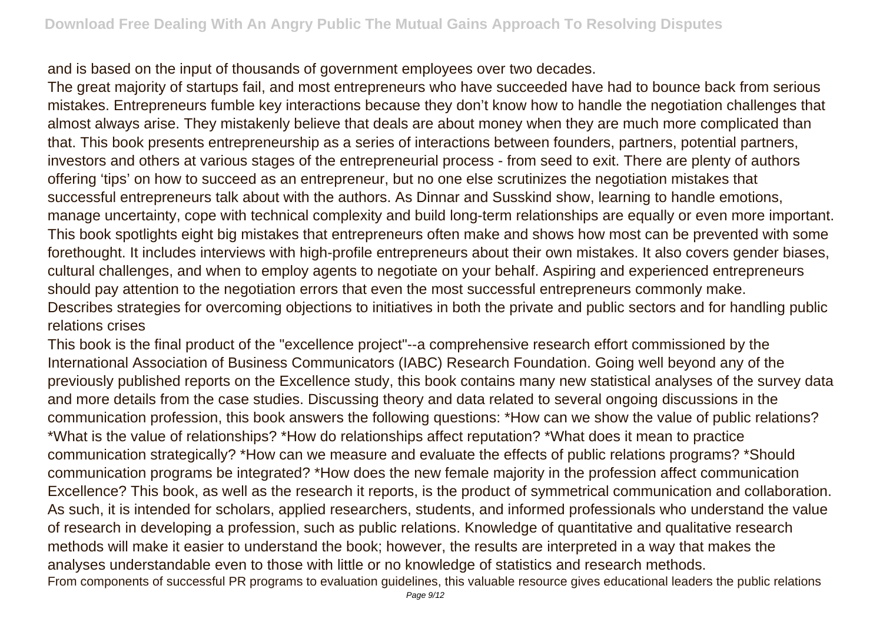and is based on the input of thousands of government employees over two decades.

The great majority of startups fail, and most entrepreneurs who have succeeded have had to bounce back from serious mistakes. Entrepreneurs fumble key interactions because they don't know how to handle the negotiation challenges that almost always arise. They mistakenly believe that deals are about money when they are much more complicated than that. This book presents entrepreneurship as a series of interactions between founders, partners, potential partners, investors and others at various stages of the entrepreneurial process - from seed to exit. There are plenty of authors offering 'tips' on how to succeed as an entrepreneur, but no one else scrutinizes the negotiation mistakes that successful entrepreneurs talk about with the authors. As Dinnar and Susskind show, learning to handle emotions, manage uncertainty, cope with technical complexity and build long-term relationships are equally or even more important. This book spotlights eight big mistakes that entrepreneurs often make and shows how most can be prevented with some forethought. It includes interviews with high-profile entrepreneurs about their own mistakes. It also covers gender biases, cultural challenges, and when to employ agents to negotiate on your behalf. Aspiring and experienced entrepreneurs should pay attention to the negotiation errors that even the most successful entrepreneurs commonly make.

Describes strategies for overcoming objections to initiatives in both the private and public sectors and for handling public relations crises

This book is the final product of the "excellence project"--a comprehensive research effort commissioned by the International Association of Business Communicators (IABC) Research Foundation. Going well beyond any of the previously published reports on the Excellence study, this book contains many new statistical analyses of the survey data and more details from the case studies. Discussing theory and data related to several ongoing discussions in the communication profession, this book answers the following questions: *How can we show the value of public relations? *What is the value of relationships? *How do relationships affect reputation? *What does it mean to practice communication strategically? *How can we measure and evaluate the effects of public relations programs? *Should communication programs be integrated? *How does the new female majority in the profession affect communication Excellence? This book, as well as the research it reports, is the product of symmetrical communication and collaboration. As such, it is intended for scholars, applied researchers, students, and informed professionals who understand the value of research in developing a profession, such as public relations. Knowledge of quantitative and qualitative research methods will make it easier to understand the book; however, the results are interpreted in a way that makes the analyses understandable even to those with little or no knowledge of statistics and research methods.

From components of successful PR programs to evaluation guidelines, this valuable resource gives educational leaders the public relations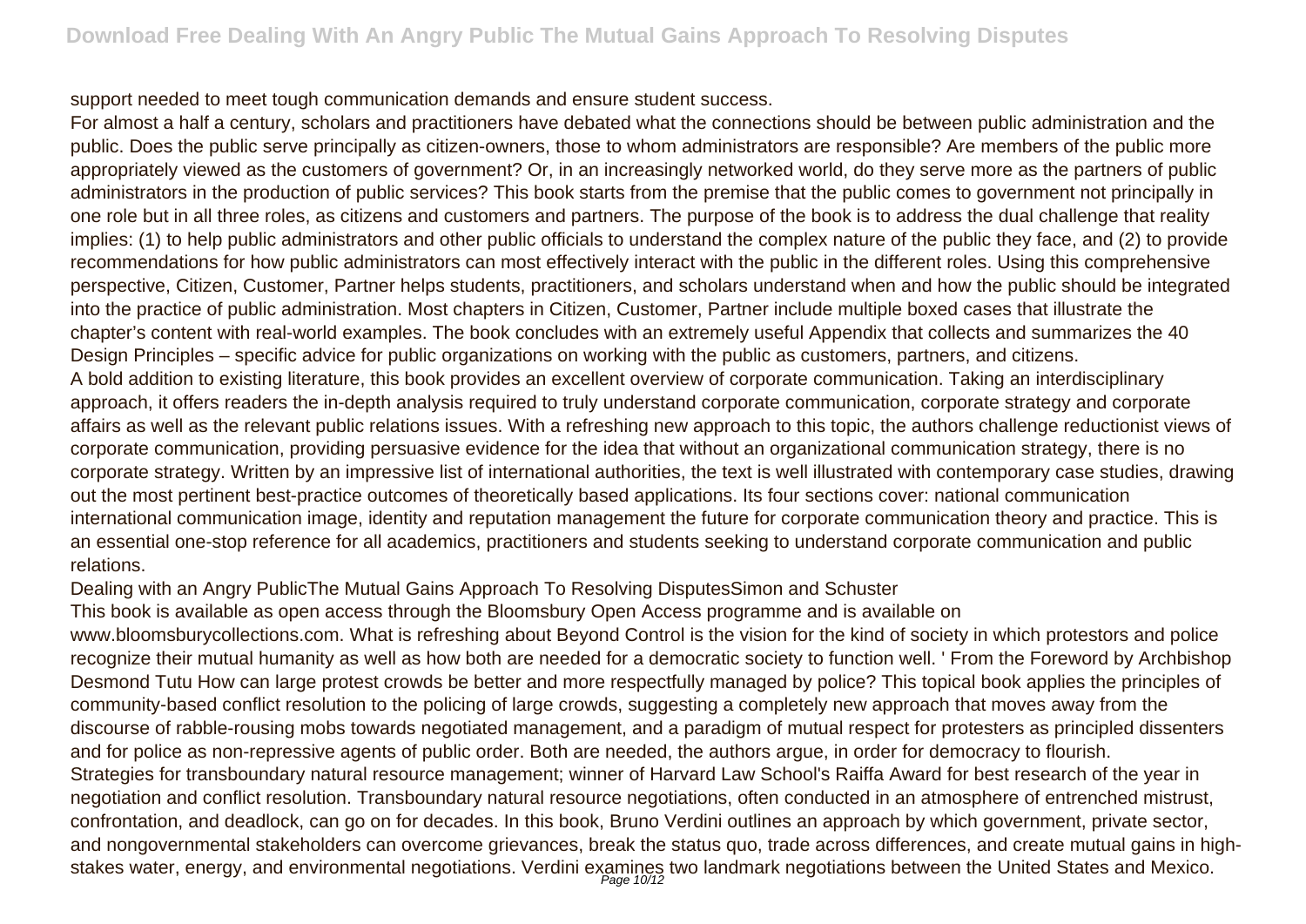support needed to meet tough communication demands and ensure student success.

For almost a half a century, scholars and practitioners have debated what the connections should be between public administration and the public. Does the public serve principally as citizen-owners, those to whom administrators are responsible? Are members of the public more appropriately viewed as the customers of government? Or, in an increasingly networked world, do they serve more as the partners of public administrators in the production of public services? This book starts from the premise that the public comes to government not principally in one role but in all three roles, as citizens and customers and partners. The purpose of the book is to address the dual challenge that reality implies: (1) to help public administrators and other public officials to understand the complex nature of the public they face, and (2) to provide recommendations for how public administrators can most effectively interact with the public in the different roles. Using this comprehensive perspective, Citizen, Customer, Partner helps students, practitioners, and scholars understand when and how the public should be integrated into the practice of public administration. Most chapters in Citizen, Customer, Partner include multiple boxed cases that illustrate the chapter's content with real-world examples. The book concludes with an extremely useful Appendix that collects and summarizes the 40 Design Principles – specific advice for public organizations on working with the public as customers, partners, and citizens.

A bold addition to existing literature, this book provides an excellent overview of corporate communication. Taking an interdisciplinary approach, it offers readers the in-depth analysis required to truly understand corporate communication, corporate strategy and corporate affairs as well as the relevant public relations issues. With a refreshing new approach to this topic, the authors challenge reductionist views of corporate communication, providing persuasive evidence for the idea that without an organizational communication strategy, there is no corporate strategy. Written by an impressive list of international authorities, the text is well illustrated with contemporary case studies, drawing out the most pertinent best-practice outcomes of theoretically based applications. Its four sections cover: national communication international communication image, identity and reputation management the future for corporate communication theory and practice. This is an essential one-stop reference for all academics, practitioners and students seeking to understand corporate communication and public relations.

Dealing with an Angry PublicThe Mutual Gains Approach To Resolving DisputesSimon and Schuster

This book is available as open access through the Bloomsbury Open Access programme and is available on www.bloomsburycollections.com. What is refreshing about Beyond Control is the vision for the kind of society in which protestors and police recognize their mutual humanity as well as how both are needed for a democratic society to function well. ' From the Foreword by Archbishop Desmond Tutu How can large protest crowds be better and more respectfully managed by police? This topical book applies the principles of community-based conflict resolution to the policing of large crowds, suggesting a completely new approach that moves away from the discourse of rabble-rousing mobs towards negotiated management, and a paradigm of mutual respect for protesters as principled dissenters and for police as non-repressive agents of public order. Both are needed, the authors argue, in order for democracy to flourish.

Strategies for transboundary natural resource management; winner of Harvard Law School's Raiffa Award for best research of the year in negotiation and conflict resolution. Transboundary natural resource negotiations, often conducted in an atmosphere of entrenched mistrust, confrontation, and deadlock, can go on for decades. In this book, Bruno Verdini outlines an approach by which government, private sector, and nongovernmental stakeholders can overcome grievances, break the status quo, trade across differences, and create mutual gains in high-stakes water, energy, and environmental negotiations. Verdini examines two landmark negotiations between the United States and Mexico.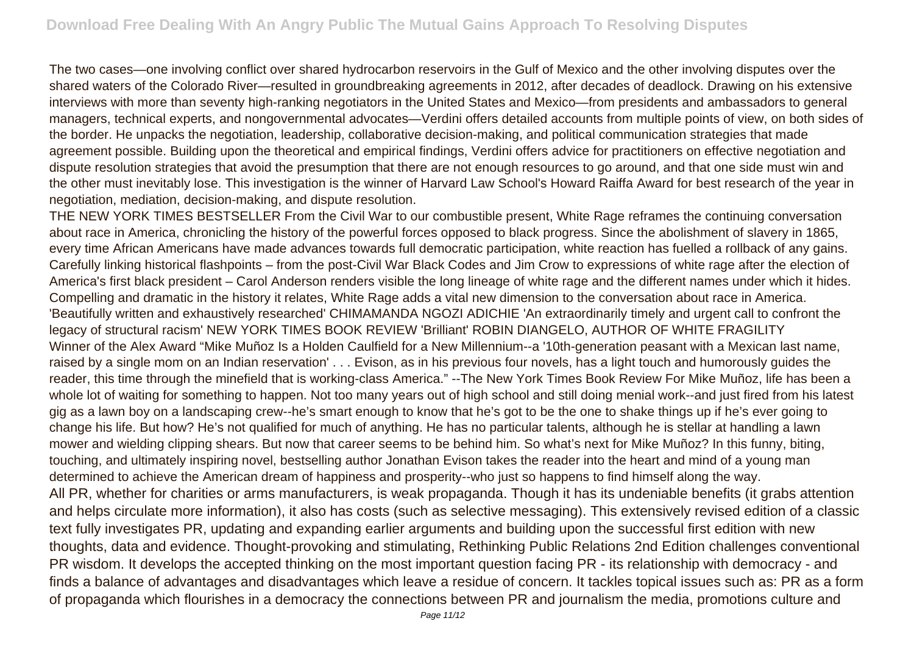The two cases—one involving conflict over shared hydrocarbon reservoirs in the Gulf of Mexico and the other involving disputes over the shared waters of the Colorado River—resulted in groundbreaking agreements in 2012, after decades of deadlock. Drawing on his extensive interviews with more than seventy high-ranking negotiators in the United States and Mexico—from presidents and ambassadors to general managers, technical experts, and nongovernmental advocates—Verdini offers detailed accounts from multiple points of view, on both sides of the border. He unpacks the negotiation, leadership, collaborative decision-making, and political communication strategies that made agreement possible. Building upon the theoretical and empirical findings, Verdini offers advice for practitioners on effective negotiation and dispute resolution strategies that avoid the presumption that there are not enough resources to go around, and that one side must win and the other must inevitably lose. This investigation is the winner of Harvard Law School's Howard Raiffa Award for best research of the year in negotiation, mediation, decision-making, and dispute resolution.

THE NEW YORK TIMES BESTSELLER From the Civil War to our combustible present, White Rage reframes the continuing conversation about race in America, chronicling the history of the powerful forces opposed to black progress. Since the abolishment of slavery in 1865, every time African Americans have made advances towards full democratic participation, white reaction has fuelled a rollback of any gains. Carefully linking historical flashpoints – from the post-Civil War Black Codes and Jim Crow to expressions of white rage after the election of America's first black president – Carol Anderson renders visible the long lineage of white rage and the different names under which it hides. Compelling and dramatic in the history it relates, White Rage adds a vital new dimension to the conversation about race in America. 'Beautifully written and exhaustively researched' CHIMAMANDA NGOZI ADICHIE 'An extraordinarily timely and urgent call to confront the legacy of structural racism' NEW YORK TIMES BOOK REVIEW 'Brilliant' ROBIN DIANGELO, AUTHOR OF WHITE FRAGILITY

Winner of the Alex Award "Mike Muñoz Is a Holden Caulfield for a New Millennium--a '10th-generation peasant with a Mexican last name, raised by a single mom on an Indian reservation' . . . Evison, as in his previous four novels, has a light touch and humorously guides the reader, this time through the minefield that is working-class America." --The New York Times Book Review For Mike Muñoz, life has been a whole lot of waiting for something to happen. Not too many years out of high school and still doing menial work--and just fired from his latest gig as a lawn boy on a landscaping crew--he's smart enough to know that he's got to be the one to shake things up if he's ever going to change his life. But how? He's not qualified for much of anything. He has no particular talents, although he is stellar at handling a lawn mower and wielding clipping shears. But now that career seems to be behind him. So what's next for Mike Muñoz? In this funny, biting, touching, and ultimately inspiring novel, bestselling author Jonathan Evison takes the reader into the heart and mind of a young man determined to achieve the American dream of happiness and prosperity--who just so happens to find himself along the way.

All PR, whether for charities or arms manufacturers, is weak propaganda. Though it has its undeniable benefits (it grabs attention and helps circulate more information), it also has costs (such as selective messaging). This extensively revised edition of a classic text fully investigates PR, updating and expanding earlier arguments and building upon the successful first edition with new thoughts, data and evidence. Thought-provoking and stimulating, Rethinking Public Relations 2nd Edition challenges conventional PR wisdom. It develops the accepted thinking on the most important question facing PR - its relationship with democracy - and finds a balance of advantages and disadvantages which leave a residue of concern. It tackles topical issues such as: PR as a form of propaganda which flourishes in a democracy the connections between PR and journalism the media, promotions culture and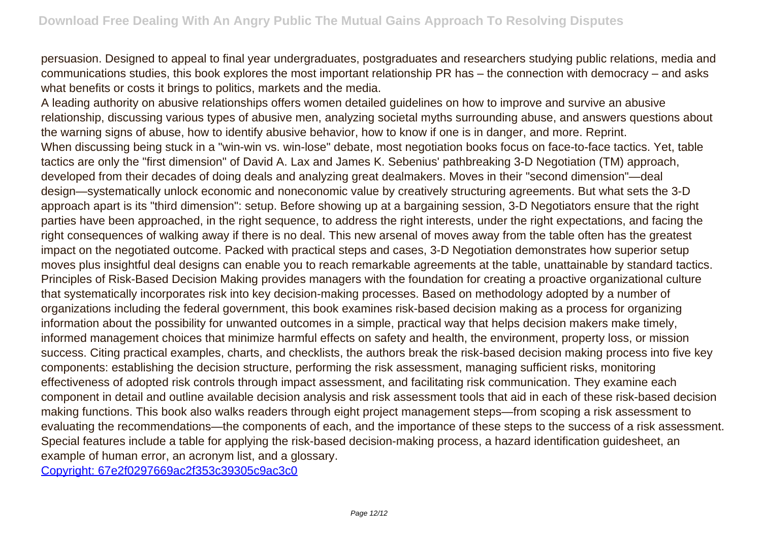persuasion. Designed to appeal to final year undergraduates, postgraduates and researchers studying public relations, media and communications studies, this book explores the most important relationship PR has – the connection with democracy – and asks what benefits or costs it brings to politics, markets and the media.

A leading authority on abusive relationships offers women detailed guidelines on how to improve and survive an abusive relationship, discussing various types of abusive men, analyzing societal myths surrounding abuse, and answers questions about the warning signs of abuse, how to identify abusive behavior, how to know if one is in danger, and more. Reprint.

When discussing being stuck in a "win-win vs. win-lose" debate, most negotiation books focus on face-to-face tactics. Yet, table tactics are only the "first dimension" of David A. Lax and James K. Sebenius' pathbreaking 3-D Negotiation (TM) approach, developed from their decades of doing deals and analyzing great dealmakers. Moves in their "second dimension"—deal design—systematically unlock economic and noneconomic value by creatively structuring agreements. But what sets the 3-D approach apart is its "third dimension": setup. Before showing up at a bargaining session, 3-D Negotiators ensure that the right parties have been approached, in the right sequence, to address the right interests, under the right expectations, and facing the right consequences of walking away if there is no deal. This new arsenal of moves away from the table often has the greatest impact on the negotiated outcome. Packed with practical steps and cases, 3-D Negotiation demonstrates how superior setup moves plus insightful deal designs can enable you to reach remarkable agreements at the table, unattainable by standard tactics.

Principles of Risk-Based Decision Making provides managers with the foundation for creating a proactive organizational culture that systematically incorporates risk into key decision-making processes. Based on methodology adopted by a number of organizations including the federal government, this book examines risk-based decision making as a process for organizing information about the possibility for unwanted outcomes in a simple, practical way that helps decision makers make timely, informed management choices that minimize harmful effects on safety and health, the environment, property loss, or mission success. Citing practical examples, charts, and checklists, the authors break the risk-based decision making process into five key components: establishing the decision structure, performing the risk assessment, managing sufficient risks, monitoring effectiveness of adopted risk controls through impact assessment, and facilitating risk communication. They examine each component in detail and outline available decision analysis and risk assessment tools that aid in each of these risk-based decision making functions. This book also walks readers through eight project management steps—from scoping a risk assessment to evaluating the recommendations—the components of each, and the importance of these steps to the success of a risk assessment. Special features include a table for applying the risk-based decision-making process, a hazard identification guidesheet, an example of human error, an acronym list, and a glossary.

Copyright: 67e2f0297669ac2f353c39305c9ac3c0